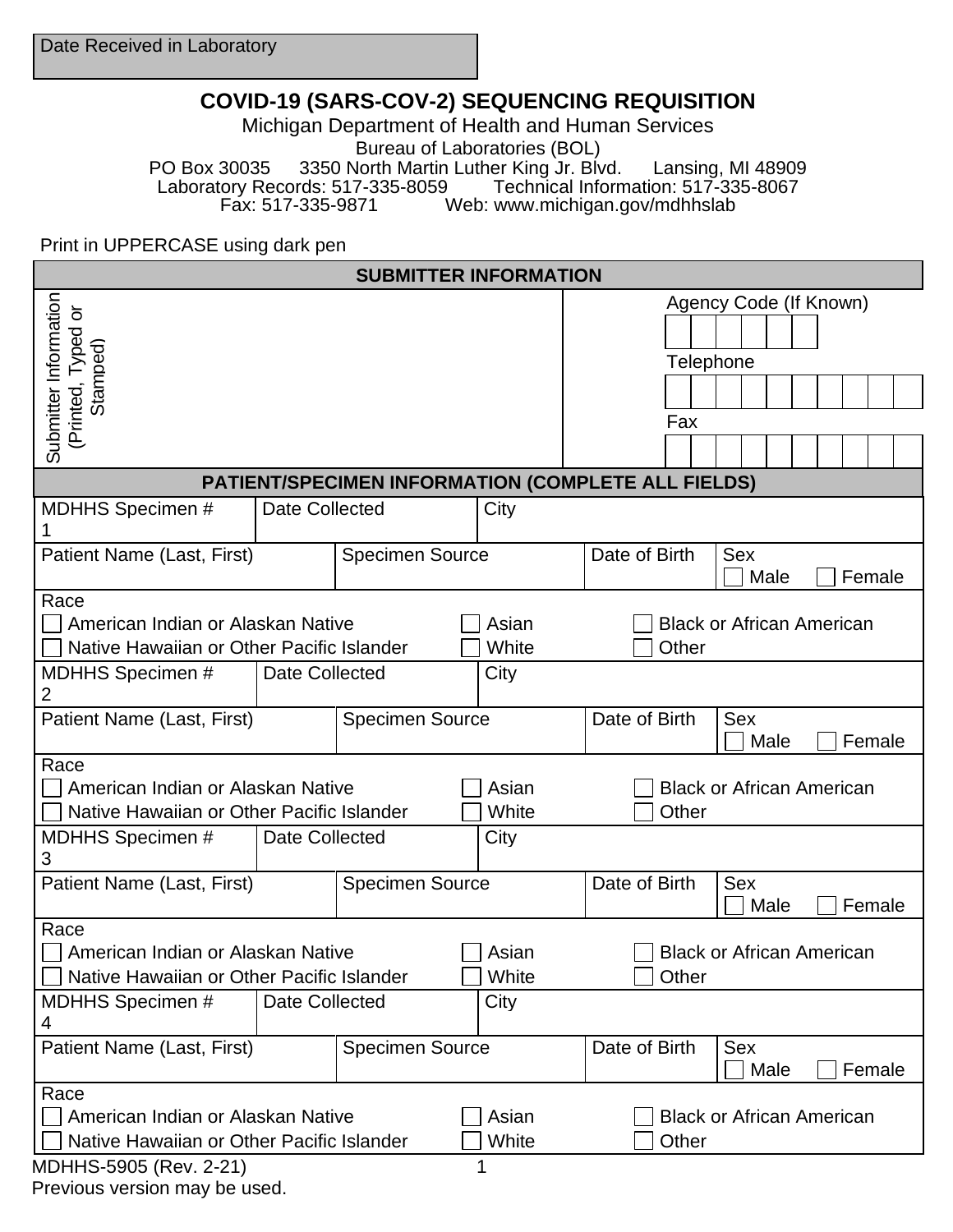| Date Received in Laboratory |
|---|
| |

# COVID-19 (SARS-COV-2) SEQUENCING REQUISITION

Michigan Department of Health and Human Services

Bureau of Laboratories (BOL)

PO Box 30035 3350 North Martin Luther King Jr. Blvd. Lansing, MI 48909

Laboratory Records: 517-335-8059 Technical Information: 517-335-8067

Fax: 517-335-9871 Web: www.michigan.gov/mdhhslab

Print in UPPERCASE using dark pen

## SUBMITTER INFORMATION

| Submitter Information (Printed, Typed or Stamped) | |
|---|---|
| | Agency Code (If Known) |
| | Telephone |
| | Fax |

## PATIENT/SPECIMEN INFORMATION (COMPLETE ALL FIELDS)

| MDHHS Specimen # 1 | Date Collected | City | | |
|---|---|---|---|---|
| Patient Name (Last, First) | | Specimen Source | Date of Birth | Sex ☐ Male ☐ Female |

Race
☐ American Indian or Alaskan Native ☐ Asian ☐ Black or African American
☐ Native Hawaiian or Other Pacific Islander ☐ White ☐ Other

| MDHHS Specimen # 2 | Date Collected | City | | |
|---|---|---|---|---|
| Patient Name (Last, First) | | Specimen Source | Date of Birth | Sex ☐ Male ☐ Female |

Race
☐ American Indian or Alaskan Native ☐ Asian ☐ Black or African American
☐ Native Hawaiian or Other Pacific Islander ☐ White ☐ Other

| MDHHS Specimen # 3 | Date Collected | City | | |
|---|---|---|---|---|
| Patient Name (Last, First) | | Specimen Source | Date of Birth | Sex ☐ Male ☐ Female |

Race
☐ American Indian or Alaskan Native ☐ Asian ☐ Black or African American
☐ Native Hawaiian or Other Pacific Islander ☐ White ☐ Other

| MDHHS Specimen # 4 | Date Collected | City | | |
|---|---|---|---|---|
| Patient Name (Last, First) | | Specimen Source | Date of Birth | Sex ☐ Male ☐ Female |

Race
☐ American Indian or Alaskan Native ☐ Asian ☐ Black or African American
☐ Native Hawaiian or Other Pacific Islander ☐ White ☐ Other

MDHHS-5905 (Rev. 2-21)
Previous version may be used.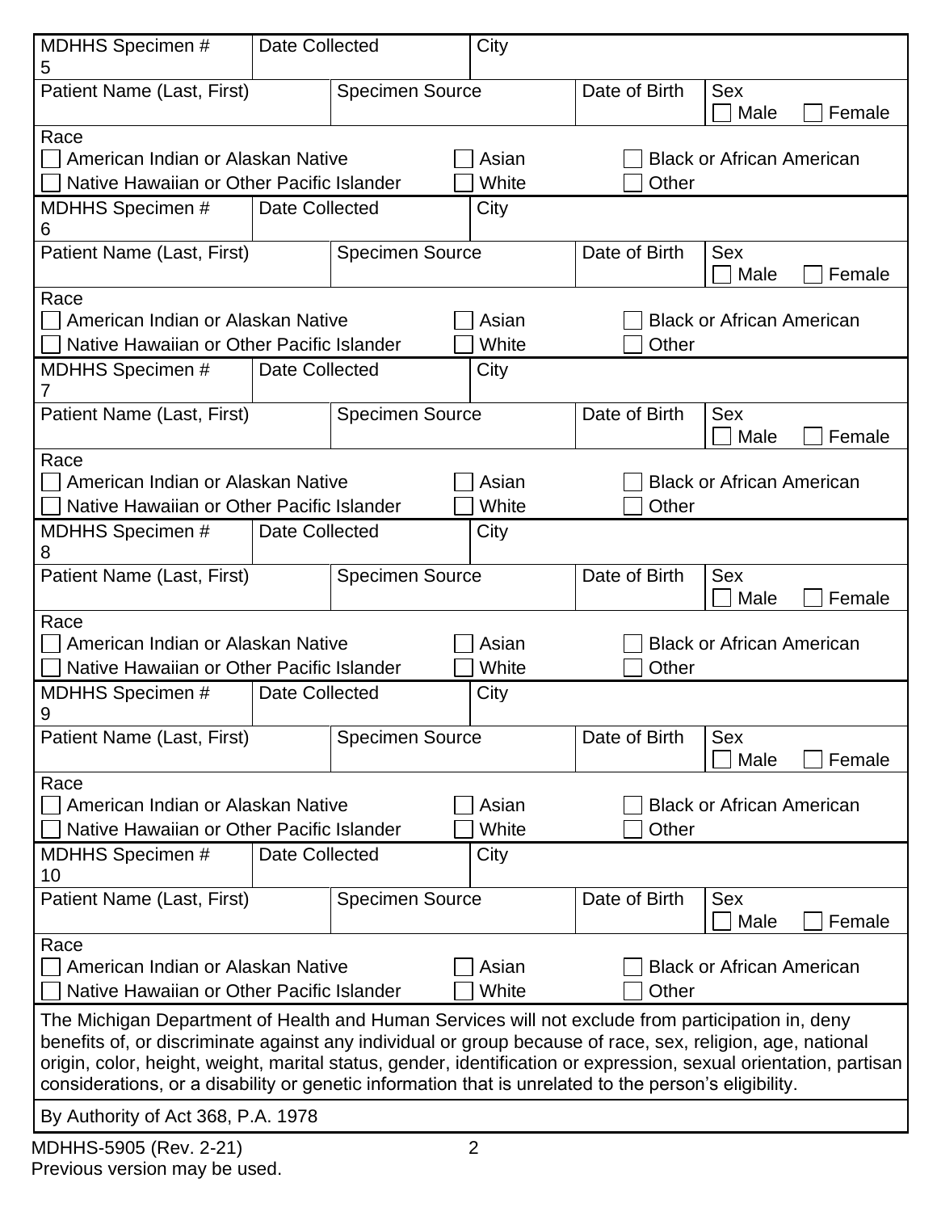| MDHHS Specimen # 5 | Date Collected | City | | |
|---|---|---|---|---|
| Patient Name (Last, First) | Specimen Source | | Date of Birth | Sex ☐ Male ☐ Female |

Race
☐ American Indian or Alaskan Native ☐ Asian ☐ Black or African American
☐ Native Hawaiian or Other Pacific Islander ☐ White ☐ Other

| MDHHS Specimen # 6 | Date Collected | City | | |
|---|---|---|---|---|
| Patient Name (Last, First) | Specimen Source | | Date of Birth | Sex ☐ Male ☐ Female |

Race
☐ American Indian or Alaskan Native ☐ Asian ☐ Black or African American
☐ Native Hawaiian or Other Pacific Islander ☐ White ☐ Other

| MDHHS Specimen # 7 | Date Collected | City | | |
|---|---|---|---|---|
| Patient Name (Last, First) | Specimen Source | | Date of Birth | Sex ☐ Male ☐ Female |

Race
☐ American Indian or Alaskan Native ☐ Asian ☐ Black or African American
☐ Native Hawaiian or Other Pacific Islander ☐ White ☐ Other

| MDHHS Specimen # 8 | Date Collected | City | | |
|---|---|---|---|---|
| Patient Name (Last, First) | Specimen Source | | Date of Birth | Sex ☐ Male ☐ Female |

Race
☐ American Indian or Alaskan Native ☐ Asian ☐ Black or African American
☐ Native Hawaiian or Other Pacific Islander ☐ White ☐ Other

| MDHHS Specimen # 9 | Date Collected | City | | |
|---|---|---|---|---|
| Patient Name (Last, First) | Specimen Source | | Date of Birth | Sex ☐ Male ☐ Female |

Race
☐ American Indian or Alaskan Native ☐ Asian ☐ Black or African American
☐ Native Hawaiian or Other Pacific Islander ☐ White ☐ Other

| MDHHS Specimen # 10 | Date Collected | City | | |
|---|---|---|---|---|
| Patient Name (Last, First) | Specimen Source | | Date of Birth | Sex ☐ Male ☐ Female |

Race
☐ American Indian or Alaskan Native ☐ Asian ☐ Black or African American
☐ Native Hawaiian or Other Pacific Islander ☐ White ☐ Other

The Michigan Department of Health and Human Services will not exclude from participation in, deny benefits of, or discriminate against any individual or group because of race, sex, religion, age, national origin, color, height, weight, marital status, gender, identification or expression, sexual orientation, partisan considerations, or a disability or genetic information that is unrelated to the person's eligibility.

By Authority of Act 368, P.A. 1978

MDHHS-5905 (Rev. 2-21)
Previous version may be used.